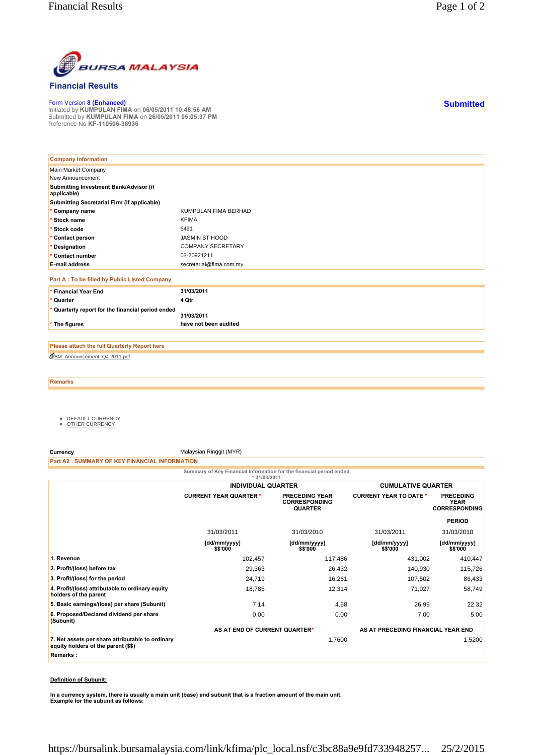# BURSA MALAYSIA

## Financial Results

Form Version **8 (Enhanced)**
Initiated by **KUMPULAN FIMA** on **06/05/2011 10:48:56 AM**
Submitted by **KUMPULAN FIMA** on **26/05/2011 05:05:37 PM**
Reference No **KF-110506-38936**

**Submitted**

### Company Information

| | |
|---|---|
| Main Market Company | |
| New Announcement | |
| **Submitting Investment Bank/Advisor (if applicable)** | |
| **Submitting Secretarial Firm (if applicable)** | |
| * **Company name** | KUMPULAN FIMA BERHAD |
| * **Stock name** | KFIMA |
| * **Stock code** | 6491 |
| * **Contact person** | JASMIN BT HOOD |
| * **Designation** | COMPANY SECRETARY |
| * **Contact number** | 03-20921211 |
| **E-mail address** | secretarial@fima.com.my |

### Part A : To be filled by Public Listed Company

| | |
|---|---|
| * **Financial Year End** | **31/03/2011** |
| * **Quarter** | **4 Qtr** |
| * **Quarterly report for the financial period ended** | **31/03/2011** |
| * **The figures** | **have not been audited** |

### Please attach the full Quarterly Report here

BM_Announcement_Q4 2011.pdf

### Remarks

- DEFAULT CURRENCY
- OTHER CURRENCY

**Currency** Malaysian Ringgit (MYR)

### Part A2 : SUMMARY OF KEY FINANCIAL INFORMATION

Summary of Key Financial Information for the financial period ended
* 31/03/2011

| | INDIVIDUAL QUARTER | | CUMULATIVE QUARTER | |
|---|---|---|---|---|
| | CURRENT YEAR QUARTER * | PRECEDING YEAR CORRESPONDING QUARTER | CURRENT YEAR TO DATE * | PRECEDING YEAR CORRESPONDING PERIOD |
| | 31/03/2011 | 31/03/2010 | 31/03/2011 | 31/03/2010 |
| | [dd/mm/yyyy] $$'000 | [dd/mm/yyyy] $$'000 | [dd/mm/yyyy] $$'000 | [dd/mm/yyyy] $$'000 |
| **1. Revenue** | 102,457 | 117,486 | 431,002 | 410,447 |
| **2. Profit/(loss) before tax** | 29,363 | 26,432 | 140,930 | 115,726 |
| **3. Profit/(loss) for the period** | 24,719 | 16,261 | 107,502 | 86,433 |
| **4. Profit/(loss) attributable to ordinary equity holders of the parent** | 18,785 | 12,314 | 71,027 | 58,749 |
| **5. Basic earnings/(loss) per share (Subunit)** | 7.14 | 4.68 | 26.99 | 22.32 |
| **6. Proposed/Declared dividend per share (Subunit)** | 0.00 | 0.00 | 7.00 | 5.00 |
| | AS AT END OF CURRENT QUARTER* | | AS AT PRECEDING FINANCIAL YEAR END | |
| **7. Net assets per share attributable to ordinary equity holders of the parent ($$)** | | 1.7600 | | 1.5200 |

**Remarks :**

**Definition of Subunit:**

**In a currency system, there is usually a main unit (base) and subunit that is a fraction amount of the main unit. Example for the subunit as follows:**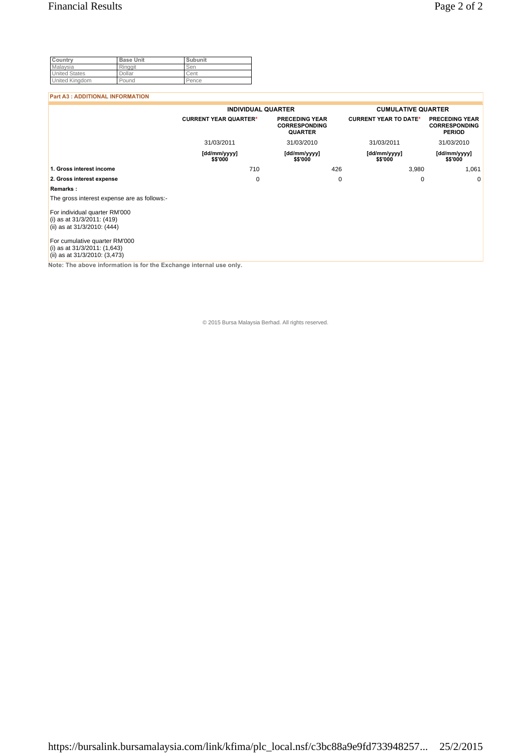| Country | Base Unit | Subunit |
| --- | --- | --- |
| Malaysia | Ringgit | Sen |
| United States | Dollar | Cent |
| United Kingdom | Pound | Pence |

**Part A3 : ADDITIONAL INFORMATION**

| | INDIVIDUAL QUARTER | | CUMULATIVE QUARTER | |
| --- | --- | --- | --- | --- |
| | CURRENT YEAR QUARTER* | PRECEDING YEAR CORRESPONDING QUARTER | CURRENT YEAR TO DATE* | PRECEDING YEAR CORRESPONDING PERIOD |
| | 31/03/2011 | 31/03/2010 | 31/03/2011 | 31/03/2010 |
| | [dd/mm/yyyy] $$'000 | [dd/mm/yyyy] $$'000 | [dd/mm/yyyy] $$'000 | [dd/mm/yyyy] $$'000 |
| **1. Gross interest income** | 710 | 426 | 3,980 | 1,061 |
| **2. Gross interest expense** | 0 | 0 | 0 | 0 |

**Remarks :**

The gross interest expense are as follows:-

For individual quarter RM'000
(i) as at 31/3/2011: (419)
(ii) as at 31/3/2010: (444)

For cumulative quarter RM'000
(i) as at 31/3/2011: (1,643)
(ii) as at 31/3/2010: (3,473)

**Note: The above information is for the Exchange internal use only.**

© 2015 Bursa Malaysia Berhad. All rights reserved.